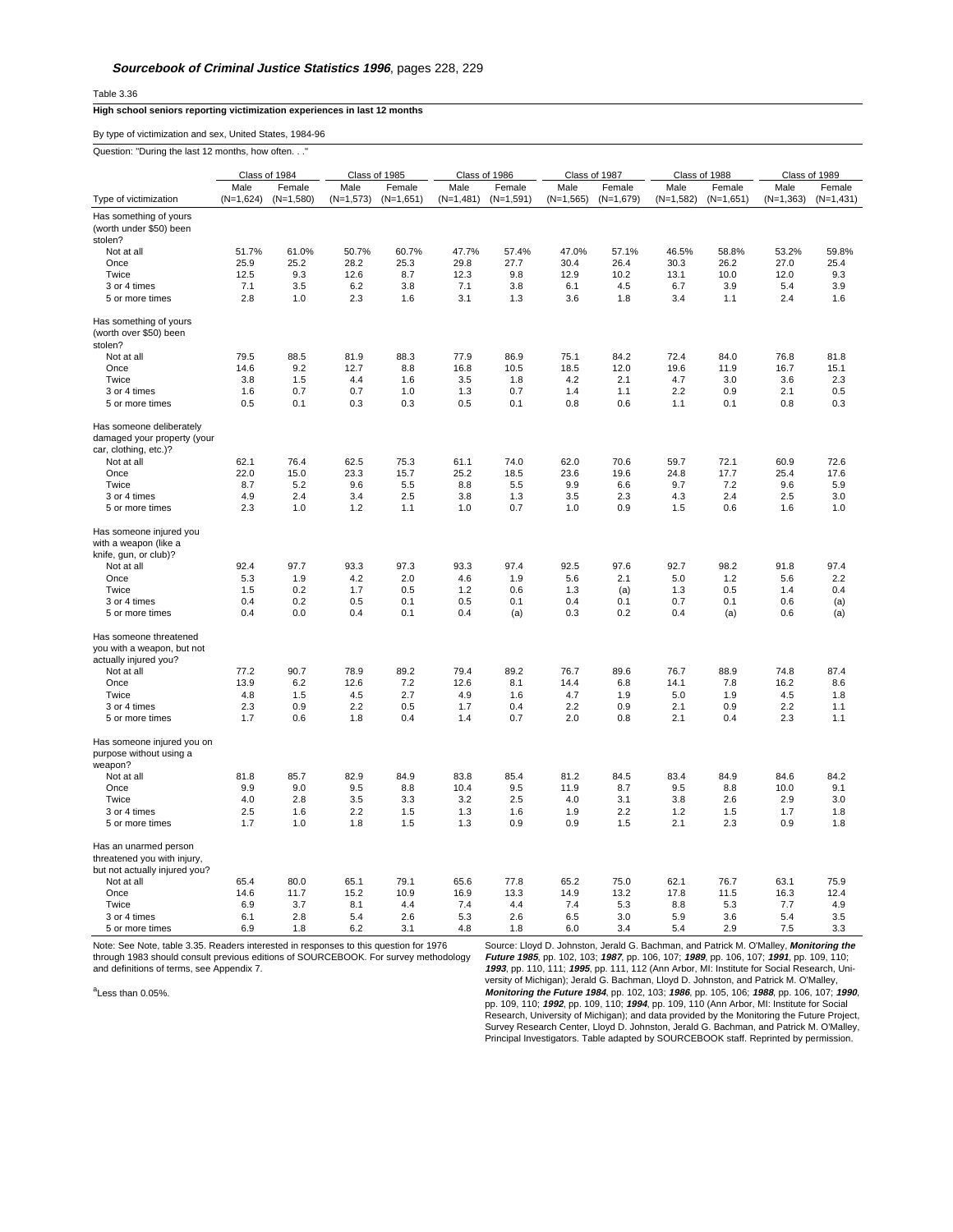***Sourcebook of Criminal Justice Statistics 1996*, pages 228, 229**

Table 3.36

**High school seniors reporting victimization experiences in last 12 months**

By type of victimization and sex, United States, 1984-96

Question: "During the last 12 months, how often. . ."

| Type of victimization | Class of 1984 Male (N=1,624) | Class of 1984 Female (N=1,580) | Class of 1985 Male (N=1,573) | Class of 1985 Female (N=1,651) | Class of 1986 Male (N=1,481) | Class of 1986 Female (N=1,591) | Class of 1987 Male (N=1,565) | Class of 1987 Female (N=1,679) | Class of 1988 Male (N=1,582) | Class of 1988 Female (N=1,651) | Class of 1989 Male (N=1,363) | Class of 1989 Female (N=1,431) |
|---|---|---|---|---|---|---|---|---|---|---|---|---|
| **Has something of yours (worth under $50) been stolen?** | | | | | | | | | | | | |
| Not at all | 51.7% | 61.0% | 50.7% | 60.7% | 47.7% | 57.4% | 47.0% | 57.1% | 46.5% | 58.8% | 53.2% | 59.8% |
| Once | 25.9 | 25.2 | 28.2 | 25.3 | 29.8 | 27.7 | 30.4 | 26.4 | 30.3 | 26.2 | 27.0 | 25.4 |
| Twice | 12.5 | 9.3 | 12.6 | 8.7 | 12.3 | 9.8 | 12.9 | 10.2 | 13.1 | 10.0 | 12.0 | 9.3 |
| 3 or 4 times | 7.1 | 3.5 | 6.2 | 3.8 | 7.1 | 3.8 | 6.1 | 4.5 | 6.7 | 3.9 | 5.4 | 3.9 |
| 5 or more times | 2.8 | 1.0 | 2.3 | 1.6 | 3.1 | 1.3 | 3.6 | 1.8 | 3.4 | 1.1 | 2.4 | 1.6 |
| **Has something of yours (worth over $50) been stolen?** | | | | | | | | | | | | |
| Not at all | 79.5 | 88.5 | 81.9 | 88.3 | 77.9 | 86.9 | 75.1 | 84.2 | 72.4 | 84.0 | 76.8 | 81.8 |
| Once | 14.6 | 9.2 | 12.7 | 8.8 | 16.8 | 10.5 | 18.5 | 12.0 | 19.6 | 11.9 | 16.7 | 15.1 |
| Twice | 3.8 | 1.5 | 4.4 | 1.6 | 3.5 | 1.8 | 4.2 | 2.1 | 4.7 | 3.0 | 3.6 | 2.3 |
| 3 or 4 times | 1.6 | 0.7 | 0.7 | 1.0 | 1.3 | 0.7 | 1.4 | 1.1 | 2.2 | 0.9 | 2.1 | 0.5 |
| 5 or more times | 0.5 | 0.1 | 0.3 | 0.3 | 0.5 | 0.1 | 0.8 | 0.6 | 1.1 | 0.1 | 0.8 | 0.3 |
| **Has someone deliberately damaged your property (your car, clothing, etc.)?** | | | | | | | | | | | | |
| Not at all | 62.1 | 76.4 | 62.5 | 75.3 | 61.1 | 74.0 | 62.0 | 70.6 | 59.7 | 72.1 | 60.9 | 72.6 |
| Once | 22.0 | 15.0 | 23.3 | 15.7 | 25.2 | 18.5 | 23.6 | 19.6 | 24.8 | 17.7 | 25.4 | 17.6 |
| Twice | 8.7 | 5.2 | 9.6 | 5.5 | 8.8 | 5.5 | 9.9 | 6.6 | 9.7 | 7.2 | 9.6 | 5.9 |
| 3 or 4 times | 4.9 | 2.4 | 3.4 | 2.5 | 3.8 | 1.3 | 3.5 | 2.3 | 4.3 | 2.4 | 2.5 | 3.0 |
| 5 or more times | 2.3 | 1.0 | 1.2 | 1.1 | 1.0 | 0.7 | 1.0 | 0.9 | 1.5 | 0.6 | 1.6 | 1.0 |
| **Has someone injured you with a weapon (like a knife, gun, or club)?** | | | | | | | | | | | | |
| Not at all | 92.4 | 97.7 | 93.3 | 97.3 | 93.3 | 97.4 | 92.5 | 97.6 | 92.7 | 98.2 | 91.8 | 97.4 |
| Once | 5.3 | 1.9 | 4.2 | 2.0 | 4.6 | 1.9 | 5.6 | 2.1 | 5.0 | 1.2 | 5.6 | 2.2 |
| Twice | 1.5 | 0.2 | 1.7 | 0.5 | 1.2 | 0.6 | 1.3 | (a) | 1.3 | 0.5 | 1.4 | 0.4 |
| 3 or 4 times | 0.4 | 0.2 | 0.5 | 0.1 | 0.5 | 0.1 | 0.4 | 0.1 | 0.7 | 0.1 | 0.6 | (a) |
| 5 or more times | 0.4 | 0.0 | 0.4 | 0.1 | 0.4 | (a) | 0.3 | 0.2 | 0.4 | (a) | 0.6 | (a) |
| **Has someone threatened you with a weapon, but not actually injured you?** | | | | | | | | | | | | |
| Not at all | 77.2 | 90.7 | 78.9 | 89.2 | 79.4 | 89.2 | 76.7 | 89.6 | 76.7 | 88.9 | 74.8 | 87.4 |
| Once | 13.9 | 6.2 | 12.6 | 7.2 | 12.6 | 8.1 | 14.4 | 6.8 | 14.1 | 7.8 | 16.2 | 8.6 |
| Twice | 4.8 | 1.5 | 4.5 | 2.7 | 4.9 | 1.6 | 4.7 | 1.9 | 5.0 | 1.9 | 4.5 | 1.8 |
| 3 or 4 times | 2.3 | 0.9 | 2.2 | 0.5 | 1.7 | 0.4 | 2.2 | 0.9 | 2.1 | 0.9 | 2.2 | 1.1 |
| 5 or more times | 1.7 | 0.6 | 1.8 | 0.4 | 1.4 | 0.7 | 2.0 | 0.8 | 2.1 | 0.4 | 2.3 | 1.1 |
| **Has someone injured you on purpose without using a weapon?** | | | | | | | | | | | | |
| Not at all | 81.8 | 85.7 | 82.9 | 84.9 | 83.8 | 85.4 | 81.2 | 84.5 | 83.4 | 84.9 | 84.6 | 84.2 |
| Once | 9.9 | 9.0 | 9.5 | 8.8 | 10.4 | 9.5 | 11.9 | 8.7 | 9.5 | 8.8 | 10.0 | 9.1 |
| Twice | 4.0 | 2.8 | 3.5 | 3.3 | 3.2 | 2.5 | 4.0 | 3.1 | 3.8 | 2.6 | 2.9 | 3.0 |
| 3 or 4 times | 2.5 | 1.6 | 2.2 | 1.5 | 1.3 | 1.6 | 1.9 | 2.2 | 1.2 | 1.5 | 1.7 | 1.8 |
| 5 or more times | 1.7 | 1.0 | 1.8 | 1.5 | 1.3 | 0.9 | 0.9 | 1.5 | 2.1 | 2.3 | 0.9 | 1.8 |
| **Has an unarmed person threatened you with injury, but not actually injured you?** | | | | | | | | | | | | |
| Not at all | 65.4 | 80.0 | 65.1 | 79.1 | 65.6 | 77.8 | 65.2 | 75.0 | 62.1 | 76.7 | 63.1 | 75.9 |
| Once | 14.6 | 11.7 | 15.2 | 10.9 | 16.9 | 13.3 | 14.9 | 13.2 | 17.8 | 11.5 | 16.3 | 12.4 |
| Twice | 6.9 | 3.7 | 8.1 | 4.4 | 7.4 | 4.4 | 7.4 | 5.3 | 8.8 | 5.3 | 7.7 | 4.9 |
| 3 or 4 times | 6.1 | 2.8 | 5.4 | 2.6 | 5.3 | 2.6 | 6.5 | 3.0 | 5.9 | 3.6 | 5.4 | 3.5 |
| 5 or more times | 6.9 | 1.8 | 6.2 | 3.1 | 4.8 | 1.8 | 6.0 | 3.4 | 5.4 | 2.9 | 7.5 | 3.3 |

Note: See Note, table 3.35. Readers interested in responses to this question for 1976 through 1983 should consult previous editions of SOURCEBOOK. For survey methodology and definitions of terms, see Appendix 7.

[a]Less than 0.05%.

Source: Lloyd D. Johnston, Jerald G. Bachman, and Patrick M. O'Malley, ***Monitoring the Future 1985***, pp. 102, 103; ***1987***, pp. 106, 107; ***1989***, pp. 106, 107; ***1991***, pp. 109, 110; ***1993***, pp. 110, 111; ***1995***, pp. 111, 112 (Ann Arbor, MI: Institute for Social Research, University of Michigan); Jerald G. Bachman, Lloyd D. Johnston, and Patrick M. O'Malley, ***Monitoring the Future 1984***, pp. 102, 103; ***1986***, pp. 105, 106; ***1988***, pp. 106, 107; ***1990***, pp. 109, 110; ***1992***, pp. 109, 110; ***1994***, pp. 109, 110 (Ann Arbor, MI: Institute for Social Research, University of Michigan); and data provided by the Monitoring the Future Project, Survey Research Center, Lloyd D. Johnston, Jerald G. Bachman, and Patrick M. O'Malley, Principal Investigators. Table adapted by SOURCEBOOK staff. Reprinted by permission.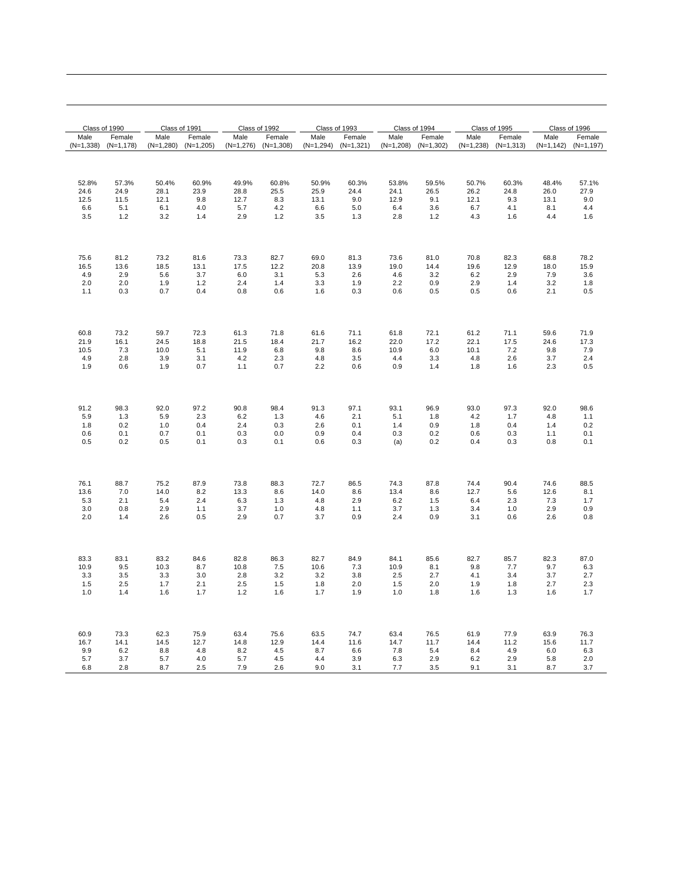| Class of 1990 | | Class of 1991 | | Class of 1992 | | Class of 1993 | | Class of 1994 | | Class of 1995 | | Class of 1996 | |
|---|---|---|---|---|---|---|---|---|---|---|---|---|---|
| Male (N=1,338) | Female (N=1,178) | Male (N=1,280) | Female (N=1,205) | Male (N=1,276) | Female (N=1,308) | Male (N=1,294) | Female (N=1,321) | Male (N=1,208) | Female (N=1,302) | Male (N=1,238) | Female (N=1,313) | Male (N=1,142) | Female (N=1,197) |
| 52.8% | 57.3% | 50.4% | 60.9% | 49.9% | 60.8% | 50.9% | 60.3% | 53.8% | 59.5% | 50.7% | 60.3% | 48.4% | 57.1% |
| 24.6 | 24.9 | 28.1 | 23.9 | 28.8 | 25.5 | 25.9 | 24.4 | 24.1 | 26.5 | 26.2 | 24.8 | 26.0 | 27.9 |
| 12.5 | 11.5 | 12.1 | 9.8 | 12.7 | 8.3 | 13.1 | 9.0 | 12.9 | 9.1 | 12.1 | 9.3 | 13.1 | 9.0 |
| 6.6 | 5.1 | 6.1 | 4.0 | 5.7 | 4.2 | 6.6 | 5.0 | 6.4 | 3.6 | 6.7 | 4.1 | 8.1 | 4.4 |
| 3.5 | 1.2 | 3.2 | 1.4 | 2.9 | 1.2 | 3.5 | 1.3 | 2.8 | 1.2 | 4.3 | 1.6 | 4.4 | 1.6 |
| | | | | | | | | | | | | | |
| 75.6 | 81.2 | 73.2 | 81.6 | 73.3 | 82.7 | 69.0 | 81.3 | 73.6 | 81.0 | 70.8 | 82.3 | 68.8 | 78.2 |
| 16.5 | 13.6 | 18.5 | 13.1 | 17.5 | 12.2 | 20.8 | 13.9 | 19.0 | 14.4 | 19.6 | 12.9 | 18.0 | 15.9 |
| 4.9 | 2.9 | 5.6 | 3.7 | 6.0 | 3.1 | 5.3 | 2.6 | 4.6 | 3.2 | 6.2 | 2.9 | 7.9 | 3.6 |
| 2.0 | 2.0 | 1.9 | 1.2 | 2.4 | 1.4 | 3.3 | 1.9 | 2.2 | 0.9 | 2.9 | 1.4 | 3.2 | 1.8 |
| 1.1 | 0.3 | 0.7 | 0.4 | 0.8 | 0.6 | 1.6 | 0.3 | 0.6 | 0.5 | 0.5 | 0.6 | 2.1 | 0.5 |
| | | | | | | | | | | | | | |
| 60.8 | 73.2 | 59.7 | 72.3 | 61.3 | 71.8 | 61.6 | 71.1 | 61.8 | 72.1 | 61.2 | 71.1 | 59.6 | 71.9 |
| 21.9 | 16.1 | 24.5 | 18.8 | 21.5 | 18.4 | 21.7 | 16.2 | 22.0 | 17.2 | 22.1 | 17.5 | 24.6 | 17.3 |
| 10.5 | 7.3 | 10.0 | 5.1 | 11.9 | 6.8 | 9.8 | 8.6 | 10.9 | 6.0 | 10.1 | 7.2 | 9.8 | 7.9 |
| 4.9 | 2.8 | 3.9 | 3.1 | 4.2 | 2.3 | 4.8 | 3.5 | 4.4 | 3.3 | 4.8 | 2.6 | 3.7 | 2.4 |
| 1.9 | 0.6 | 1.9 | 0.7 | 1.1 | 0.7 | 2.2 | 0.6 | 0.9 | 1.4 | 1.8 | 1.6 | 2.3 | 0.5 |
| | | | | | | | | | | | | | |
| 91.2 | 98.3 | 92.0 | 97.2 | 90.8 | 98.4 | 91.3 | 97.1 | 93.1 | 96.9 | 93.0 | 97.3 | 92.0 | 98.6 |
| 5.9 | 1.3 | 5.9 | 2.3 | 6.2 | 1.3 | 4.6 | 2.1 | 5.1 | 1.8 | 4.2 | 1.7 | 4.8 | 1.1 |
| 1.8 | 0.2 | 1.0 | 0.4 | 2.4 | 0.3 | 2.6 | 0.1 | 1.4 | 0.9 | 1.8 | 0.4 | 1.4 | 0.2 |
| 0.6 | 0.1 | 0.7 | 0.1 | 0.3 | 0.0 | 0.9 | 0.4 | 0.3 | 0.2 | 0.6 | 0.3 | 1.1 | 0.1 |
| 0.5 | 0.2 | 0.5 | 0.1 | 0.3 | 0.1 | 0.6 | 0.3 | (a) | 0.2 | 0.4 | 0.3 | 0.8 | 0.1 |
| | | | | | | | | | | | | | |
| 76.1 | 88.7 | 75.2 | 87.9 | 73.8 | 88.3 | 72.7 | 86.5 | 74.3 | 87.8 | 74.4 | 90.4 | 74.6 | 88.5 |
| 13.6 | 7.0 | 14.0 | 8.2 | 13.3 | 8.6 | 14.0 | 8.6 | 13.4 | 8.6 | 12.7 | 5.6 | 12.6 | 8.1 |
| 5.3 | 2.1 | 5.4 | 2.4 | 6.3 | 1.3 | 4.8 | 2.9 | 6.2 | 1.5 | 6.4 | 2.3 | 7.3 | 1.7 |
| 3.0 | 0.8 | 2.9 | 1.1 | 3.7 | 1.0 | 4.8 | 1.1 | 3.7 | 1.3 | 3.4 | 1.0 | 2.9 | 0.9 |
| 2.0 | 1.4 | 2.6 | 0.5 | 2.9 | 0.7 | 3.7 | 0.9 | 2.4 | 0.9 | 3.1 | 0.6 | 2.6 | 0.8 |
| | | | | | | | | | | | | | |
| 83.3 | 83.1 | 83.2 | 84.6 | 82.8 | 86.3 | 82.7 | 84.9 | 84.1 | 85.6 | 82.7 | 85.7 | 82.3 | 87.0 |
| 10.9 | 9.5 | 10.3 | 8.7 | 10.8 | 7.5 | 10.6 | 7.3 | 10.9 | 8.1 | 9.8 | 7.7 | 9.7 | 6.3 |
| 3.3 | 3.5 | 3.3 | 3.0 | 2.8 | 3.2 | 3.2 | 3.8 | 2.5 | 2.7 | 4.1 | 3.4 | 3.7 | 2.7 |
| 1.5 | 2.5 | 1.7 | 2.1 | 2.5 | 1.5 | 1.8 | 2.0 | 1.5 | 2.0 | 1.9 | 1.8 | 2.7 | 2.3 |
| 1.0 | 1.4 | 1.6 | 1.7 | 1.2 | 1.6 | 1.7 | 1.9 | 1.0 | 1.8 | 1.6 | 1.3 | 1.6 | 1.7 |
| | | | | | | | | | | | | | |
| 60.9 | 73.3 | 62.3 | 75.9 | 63.4 | 75.6 | 63.5 | 74.7 | 63.4 | 76.5 | 61.9 | 77.9 | 63.9 | 76.3 |
| 16.7 | 14.1 | 14.5 | 12.7 | 14.8 | 12.9 | 14.4 | 11.6 | 14.7 | 11.7 | 14.4 | 11.2 | 15.6 | 11.7 |
| 9.9 | 6.2 | 8.8 | 4.8 | 8.2 | 4.5 | 8.7 | 6.6 | 7.8 | 5.4 | 8.4 | 4.9 | 6.0 | 6.3 |
| 5.7 | 3.7 | 5.7 | 4.0 | 5.7 | 4.5 | 4.4 | 3.9 | 6.3 | 2.9 | 6.2 | 2.9 | 5.8 | 2.0 |
| 6.8 | 2.8 | 8.7 | 2.5 | 7.9 | 2.6 | 9.0 | 3.1 | 7.7 | 3.5 | 9.1 | 3.1 | 8.7 | 3.7 |